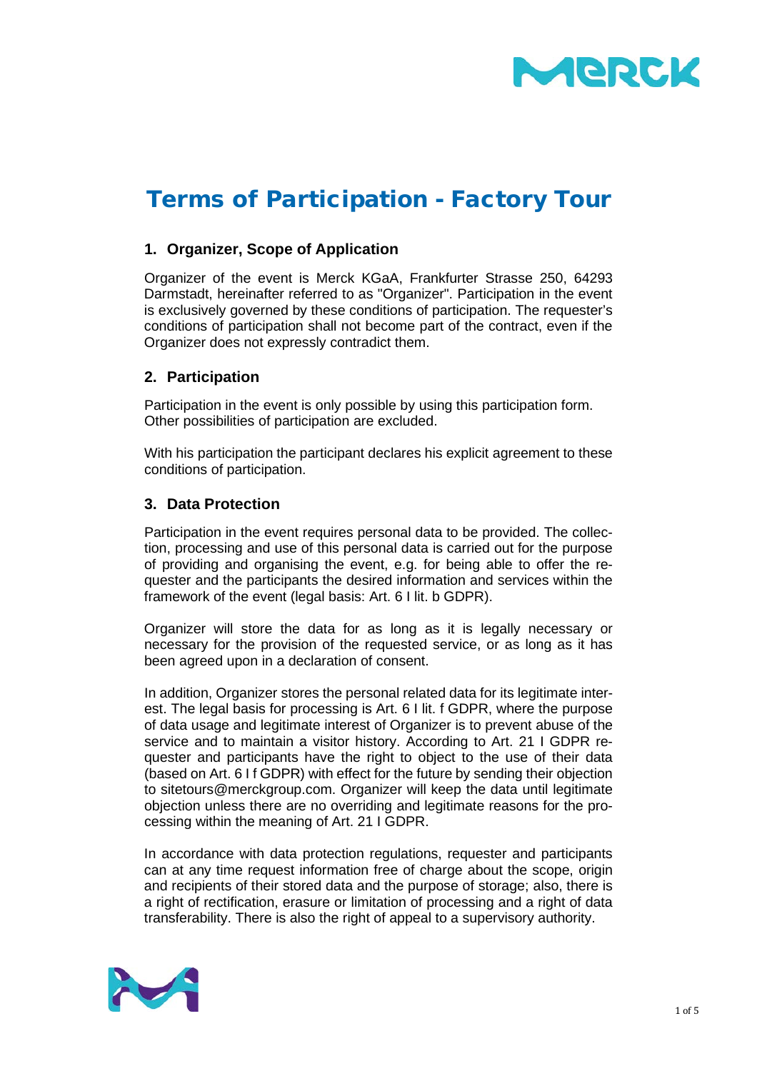# Terms of Participation - Factory Tour

## 1. Organizer, Scope of Application

Organizer of the event is Merck KGaA, Frankfurter Strasse 250, 64293 Darmstadt, hereinafter referred to as "Organizer". Participation in the event is exclusively governed by these conditions of participation. The requester's conditions of participation shall not become part of the contract, even if the Organizer does not expressly contradict them.

## 2. Participation

Participation in the event is only possible by using this participation form. Other possibilities of participation are excluded.

With his participation the participant declares his explicit agreement to these conditions of participation.

## 3. Data Protection

Participation in the event requires personal data to be provided. The collection, processing and use of this personal data is carried out for the purpose of providing and organising the event, e.g. for being able to offer the requester and the participants the desired information and services within the framework of the event (legal basis: Art. 6 I lit. b GDPR).

Organizer will store the data for as long as it is legally necessary or necessary for the provision of the requested service, or as long as it has been agreed upon in a declaration of consent.

In addition, Organizer stores the personal related data for its legitimate interest. The legal basis for processing is Art. 6 I lit. f GDPR, where the purpose of data usage and legitimate interest of Organizer is to prevent abuse of the service and to maintain a visitor history. According to Art. 21 I GDPR requester and participants have the right to object to the use of their data (based on Art. 6 I f GDPR) with effect for the future by sending their objection to sitetours@merckgroup.com. Organizer will keep the data until legitimate objection unless there are no overriding and legitimate reasons for the processing within the meaning of Art. 21 I GDPR.

In accordance with data protection regulations, requester and participants can at any time request information free of charge about the scope, origin and recipients of their stored data and the purpose of storage; also, there is a right of rectification, erasure or limitation of processing and a right of data transferability. There is also the right of appeal to a supervisory authority.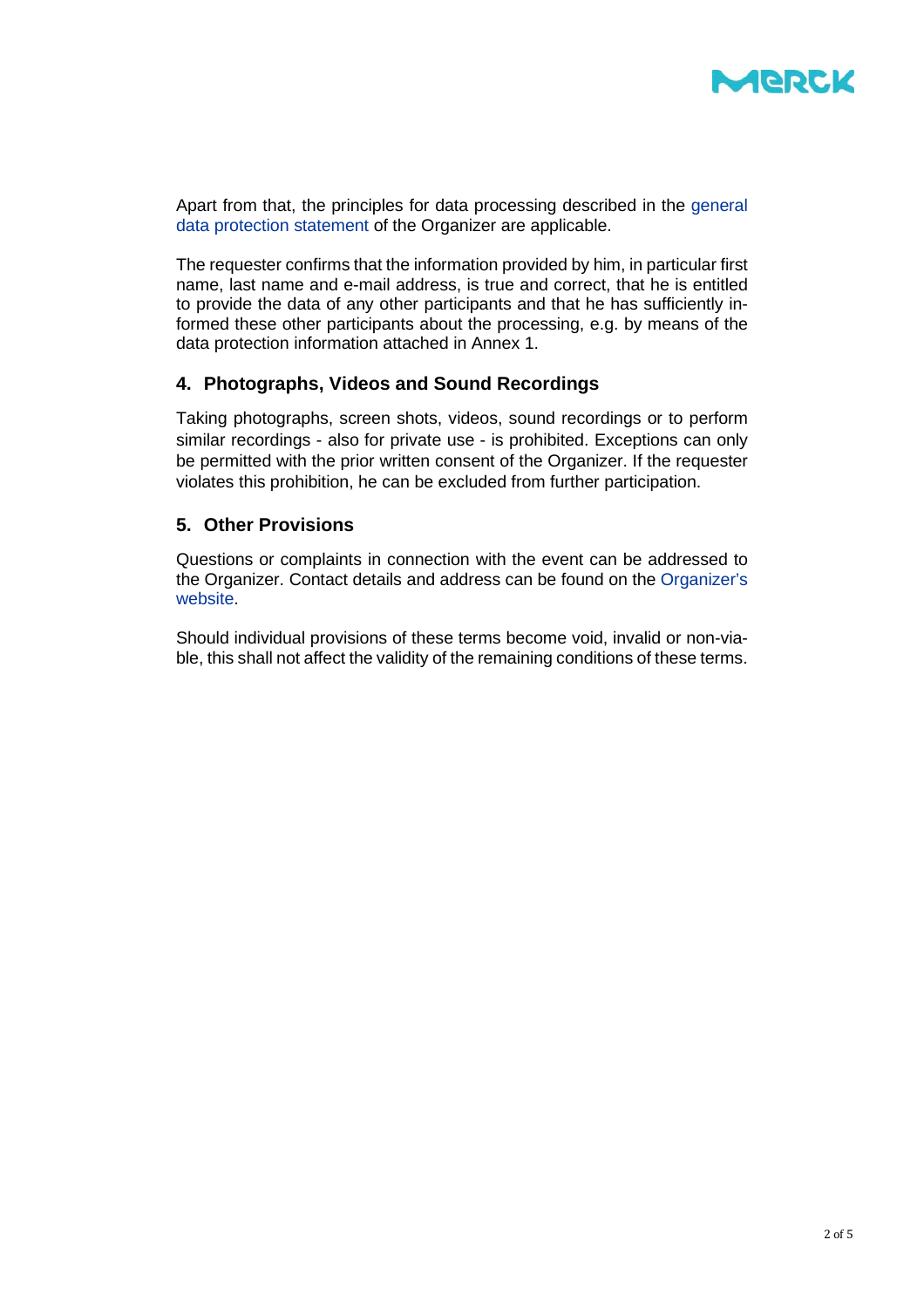Apart from that, the principles for data processing described in the general data protection statement of the Organizer are applicable.

The requester confirms that the information provided by him, in particular first name, last name and e-mail address, is true and correct, that he is entitled to provide the data of any other participants and that he has sufficiently informed these other participants about the processing, e.g. by means of the data protection information attached in Annex 1.

## 4. Photographs, Videos and Sound Recordings

Taking photographs, screen shots, videos, sound recordings or to perform similar recordings - also for private use - is prohibited. Exceptions can only be permitted with the prior written consent of the Organizer. If the requester violates this prohibition, he can be excluded from further participation.

## 5. Other Provisions

Questions or complaints in connection with the event can be addressed to the Organizer. Contact details and address can be found on the Organizer's website.

Should individual provisions of these terms become void, invalid or non-viable, this shall not affect the validity of the remaining conditions of these terms.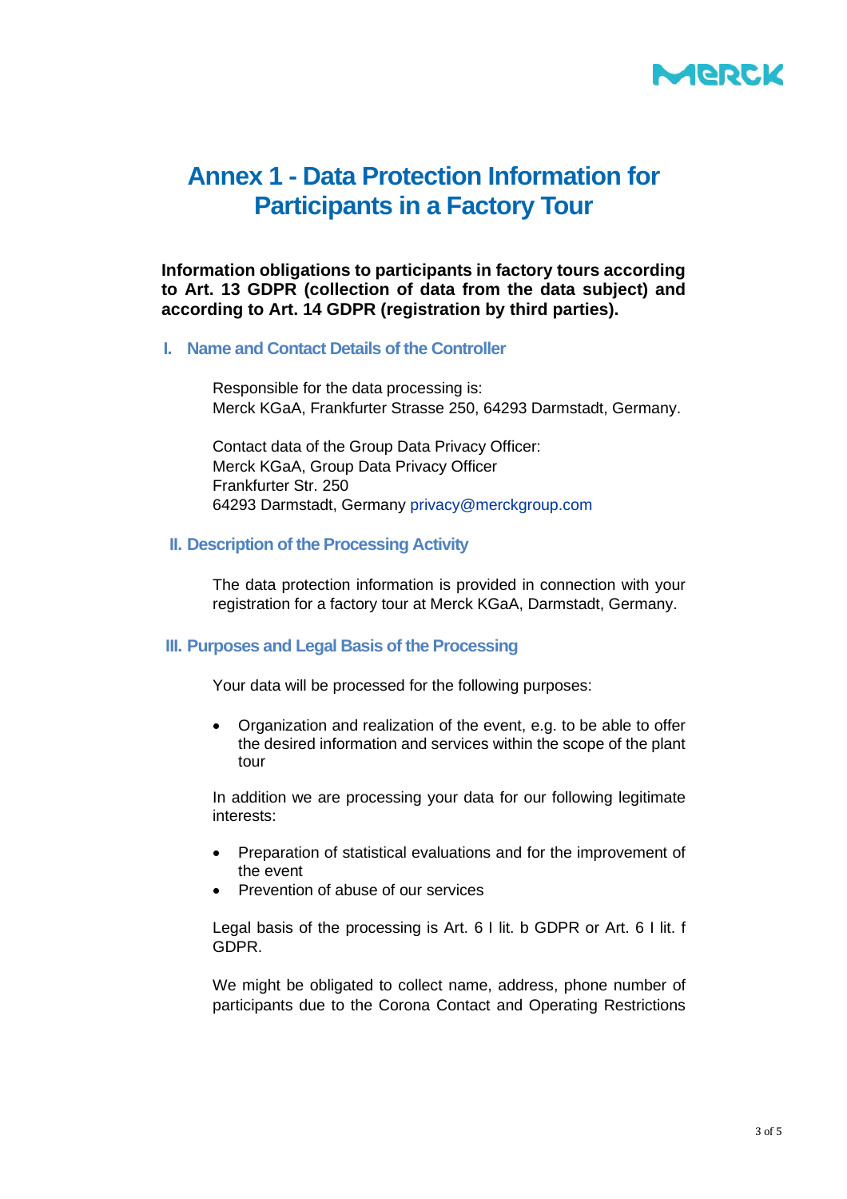# Annex 1 - Data Protection Information for Participants in a Factory Tour

**Information obligations to participants in factory tours according to Art. 13 GDPR (collection of data from the data subject) and according to Art. 14 GDPR (registration by third parties).**

## I. Name and Contact Details of the Controller

Responsible for the data processing is:
Merck KGaA, Frankfurter Strasse 250, 64293 Darmstadt, Germany.

Contact data of the Group Data Privacy Officer:
Merck KGaA, Group Data Privacy Officer
Frankfurter Str. 250
64293 Darmstadt, Germany privacy@merckgroup.com

## II. Description of the Processing Activity

The data protection information is provided in connection with your registration for a factory tour at Merck KGaA, Darmstadt, Germany.

## III. Purposes and Legal Basis of the Processing

Your data will be processed for the following purposes:

- Organization and realization of the event, e.g. to be able to offer the desired information and services within the scope of the plant tour

In addition we are processing your data for our following legitimate interests:

- Preparation of statistical evaluations and for the improvement of the event
- Prevention of abuse of our services

Legal basis of the processing is Art. 6 I lit. b GDPR or Art. 6 I lit. f GDPR.

We might be obligated to collect name, address, phone number of participants due to the Corona Contact and Operating Restrictions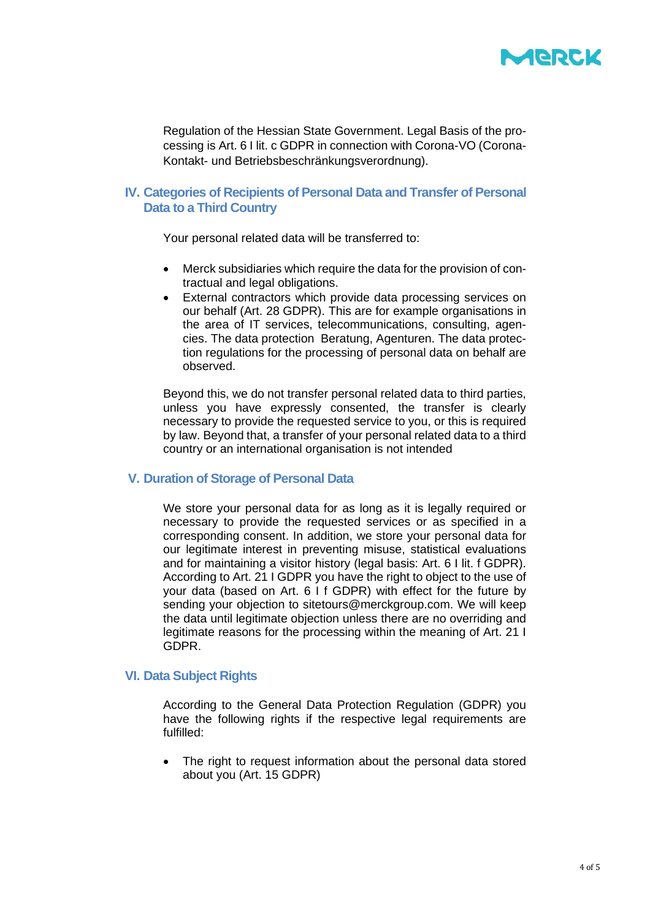Regulation of the Hessian State Government. Legal Basis of the processing is Art. 6 I lit. c GDPR in connection with Corona-VO (Corona-Kontakt- und Betriebsbeschränkungsverordnung).

## IV. Categories of Recipients of Personal Data and Transfer of Personal Data to a Third Country

Your personal related data will be transferred to:

- Merck subsidiaries which require the data for the provision of contractual and legal obligations.
- External contractors which provide data processing services on our behalf (Art. 28 GDPR). This are for example organisations in the area of IT services, telecommunications, consulting, agencies. The data protection Beratung, Agenturen. The data protection regulations for the processing of personal data on behalf are observed.

Beyond this, we do not transfer personal related data to third parties, unless you have expressly consented, the transfer is clearly necessary to provide the requested service to you, or this is required by law. Beyond that, a transfer of your personal related data to a third country or an international organisation is not intended

## V. Duration of Storage of Personal Data

We store your personal data for as long as it is legally required or necessary to provide the requested services or as specified in a corresponding consent. In addition, we store your personal data for our legitimate interest in preventing misuse, statistical evaluations and for maintaining a visitor history (legal basis: Art. 6 I lit. f GDPR). According to Art. 21 I GDPR you have the right to object to the use of your data (based on Art. 6 I f GDPR) with effect for the future by sending your objection to sitetours@merckgroup.com. We will keep the data until legitimate objection unless there are no overriding and legitimate reasons for the processing within the meaning of Art. 21 I GDPR.

## VI. Data Subject Rights

According to the General Data Protection Regulation (GDPR) you have the following rights if the respective legal requirements are fulfilled:

- The right to request information about the personal data stored about you (Art. 15 GDPR)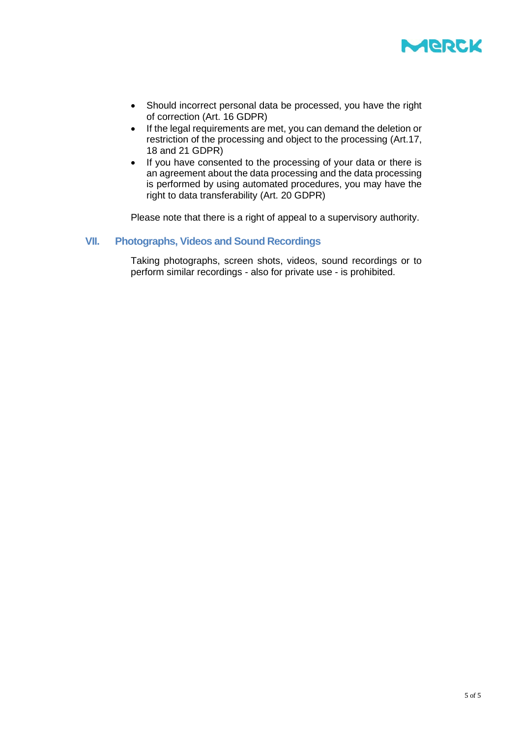- Should incorrect personal data be processed, you have the right of correction (Art. 16 GDPR)
- If the legal requirements are met, you can demand the deletion or restriction of the processing and object to the processing (Art.17, 18 and 21 GDPR)
- If you have consented to the processing of your data or there is an agreement about the data processing and the data processing is performed by using automated procedures, you may have the right to data transferability (Art. 20 GDPR)

Please note that there is a right of appeal to a supervisory authority.

## VII. Photographs, Videos and Sound Recordings

Taking photographs, screen shots, videos, sound recordings or to perform similar recordings - also for private use - is prohibited.